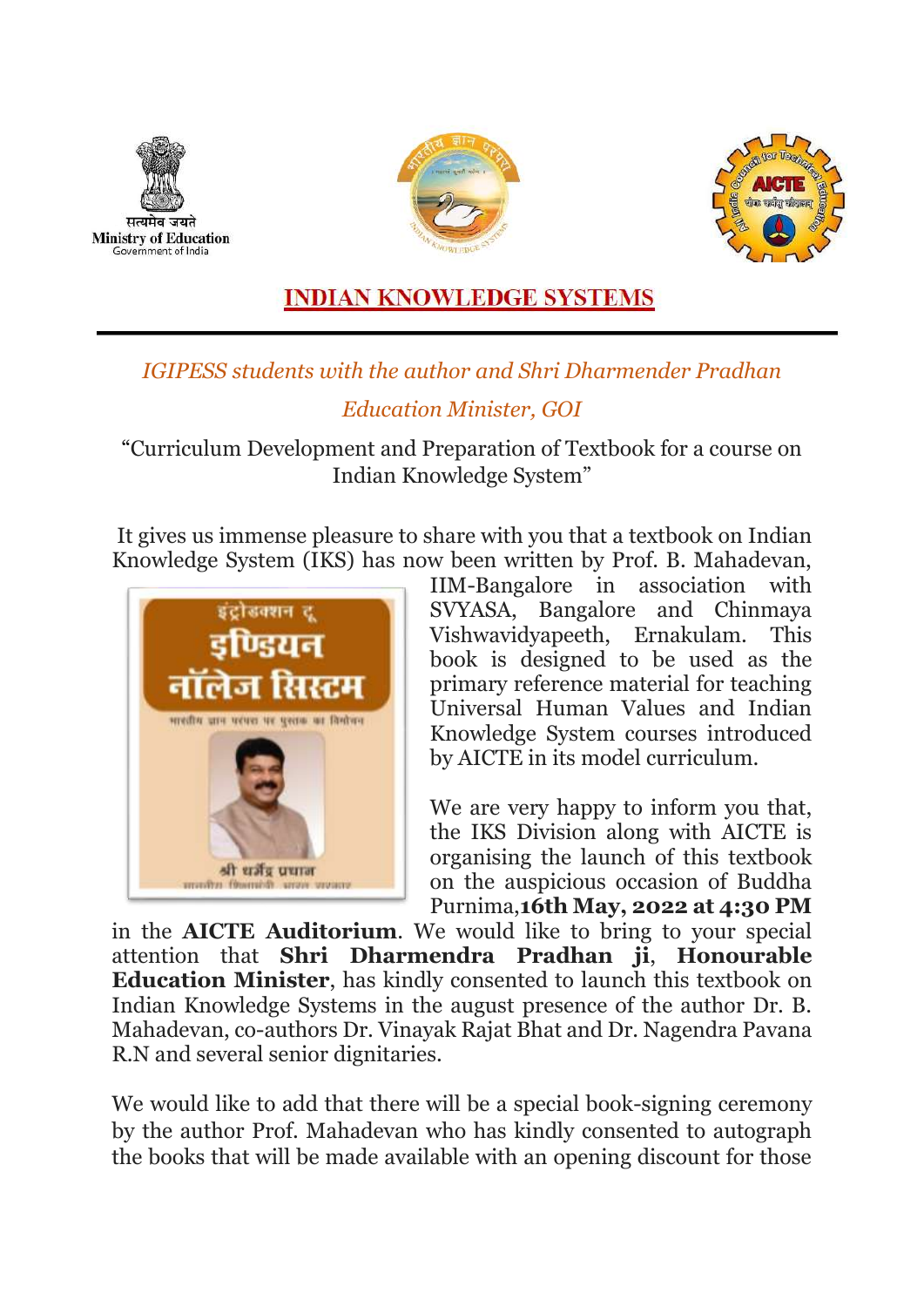Ministry of Education
Government of India

# INDIAN KNOWLEDGE SYSTEMS

*IGIPESS students with the author and Shri Dharmender Pradhan*

*Education Minister, GOI*

"Curriculum Development and Preparation of Textbook for a course on Indian Knowledge System"

It gives us immense pleasure to share with you that a textbook on Indian Knowledge System (IKS) has now been written by Prof. B. Mahadevan, IIM-Bangalore in association with SVYASA, Bangalore and Chinmaya Vishwavidyapeeth, Ernakulam. This book is designed to be used as the primary reference material for teaching Universal Human Values and Indian Knowledge System courses introduced by AICTE in its model curriculum.

We are very happy to inform you that, the IKS Division along with AICTE is organising the launch of this textbook on the auspicious occasion of Buddha Purnima,**16th May, 2022 at 4:30 PM** in the **AICTE Auditorium**. We would like to bring to your special attention that **Shri Dharmendra Pradhan ji**, **Honourable Education Minister**, has kindly consented to launch this textbook on Indian Knowledge Systems in the august presence of the author Dr. B. Mahadevan, co-authors Dr. Vinayak Rajat Bhat and Dr. Nagendra Pavana R.N and several senior dignitaries.

We would like to add that there will be a special book-signing ceremony by the author Prof. Mahadevan who has kindly consented to autograph the books that will be made available with an opening discount for those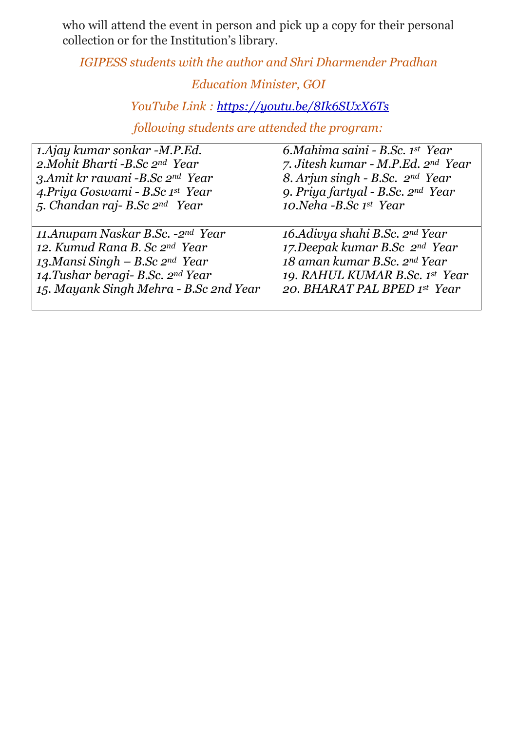who will attend the event in person and pick up a copy for their personal collection or for the Institution's library.

*IGIPESS students with the author and Shri Dharmender Pradhan*

*Education Minister, GOI*

*YouTube Link : https://youtu.be/8Ik6SUxX6Ts*

*following students are attended the program:*

| | |
|---|---|
| *1.Ajay kumar sonkar -M.P.Ed.*<br>*2.Mohit Bharti -B.Sc 2nd Year*<br>*3.Amit kr rawani -B.Sc 2nd Year*<br>*4.Priya Goswami - B.Sc 1st Year*<br>*5. Chandan raj- B.Sc 2nd Year* | *6.Mahima saini - B.Sc. 1st Year*<br>*7. Jitesh kumar - M.P.Ed. 2nd Year*<br>*8. Arjun singh - B.Sc. 2nd Year*<br>*9. Priya fartyal - B.Sc. 2nd Year*<br>*10.Neha -B.Sc 1st Year* |
| *11.Anupam Naskar B.Sc. -2nd Year*<br>*12. Kumud Rana B. Sc 2nd Year*<br>*13.Mansi Singh – B.Sc 2nd Year*<br>*14.Tushar beragi- B.Sc. 2nd Year*<br>*15. Mayank Singh Mehra - B.Sc 2nd Year* | *16.Adivya shahi B.Sc. 2nd Year*<br>*17.Deepak kumar B.Sc 2nd Year*<br>*18 aman kumar B.Sc. 2nd Year*<br>*19. RAHUL KUMAR B.Sc. 1st Year*<br>*20. BHARAT PAL BPED 1st Year* |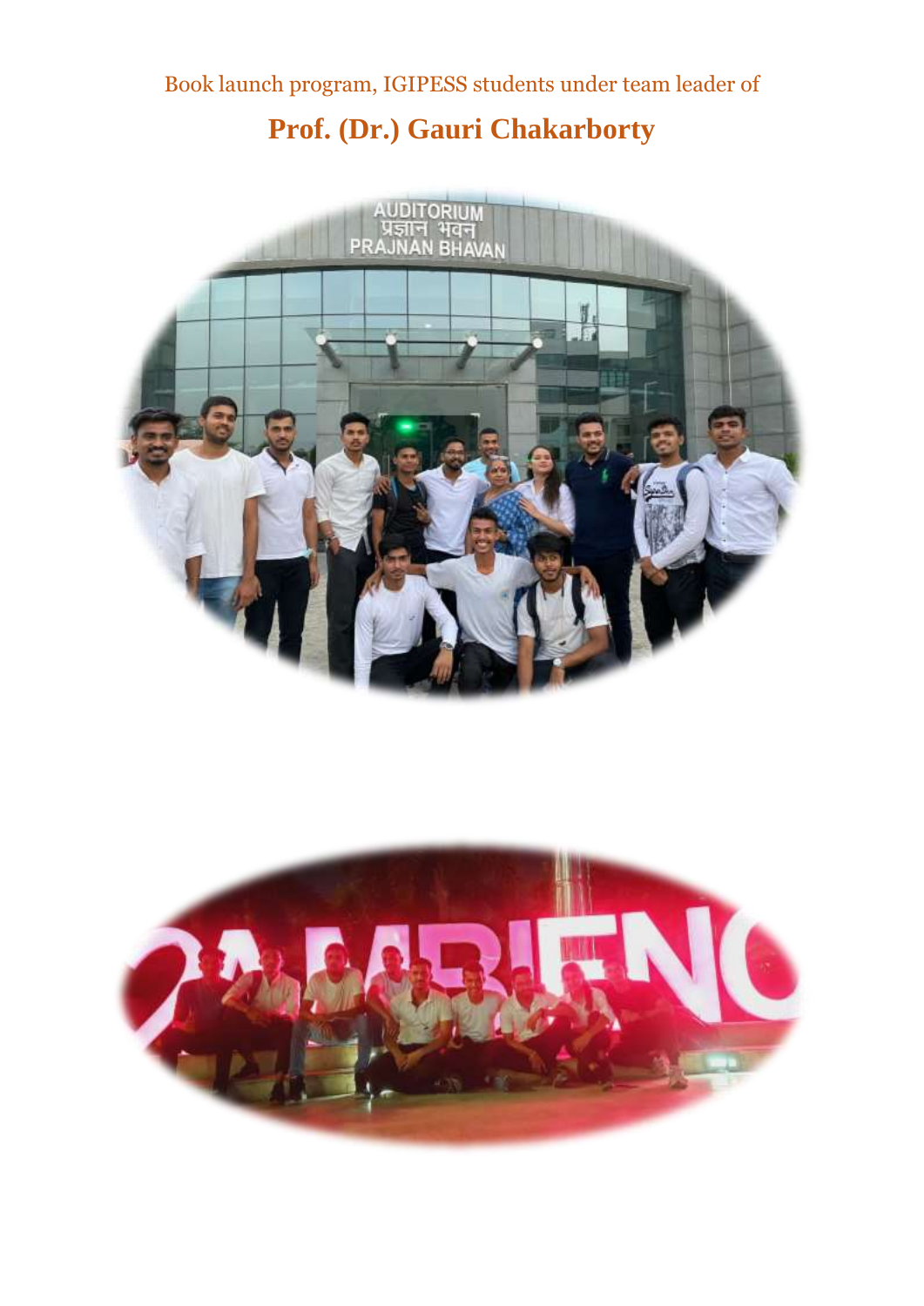Book launch program, IGIPESS students under team leader of

**Prof. (Dr.) Gauri Chakarborty**